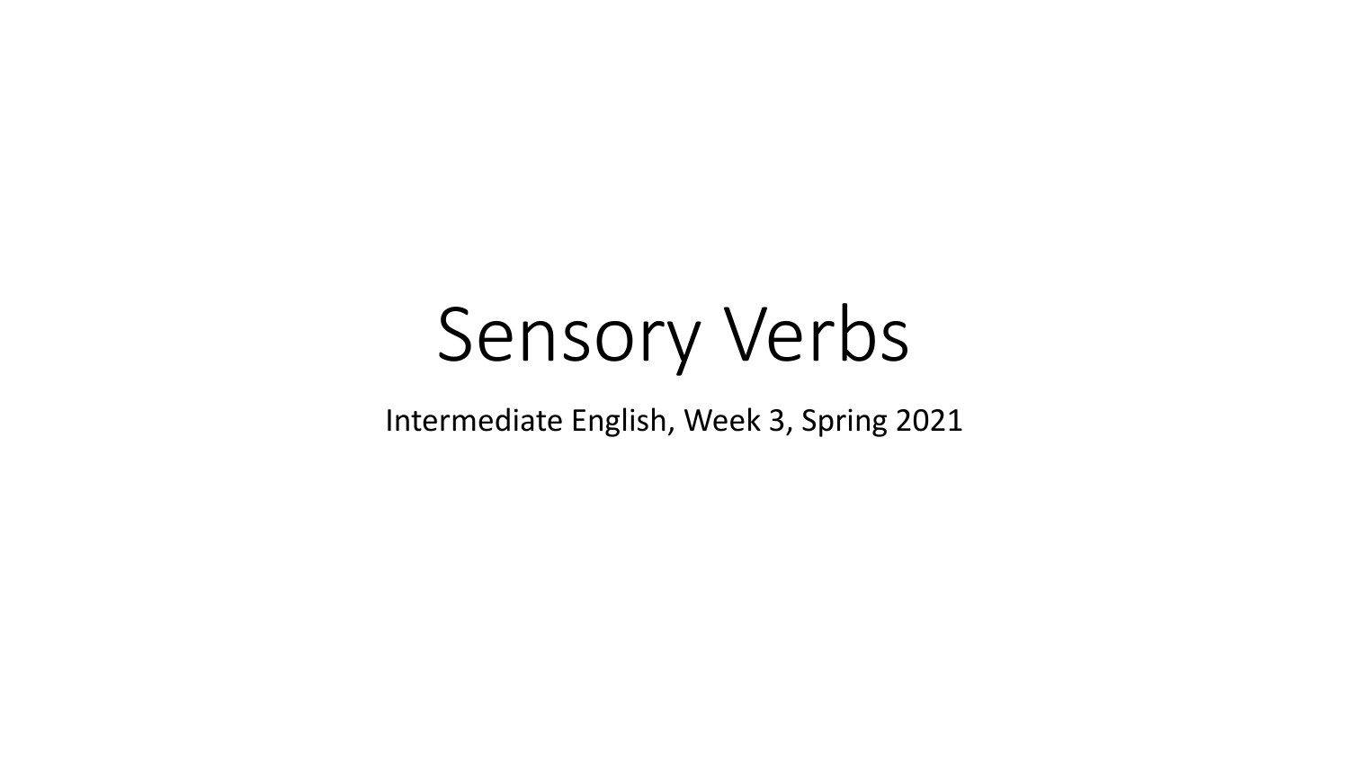# Sensory Verbs

Intermediate English, Week 3, Spring 2021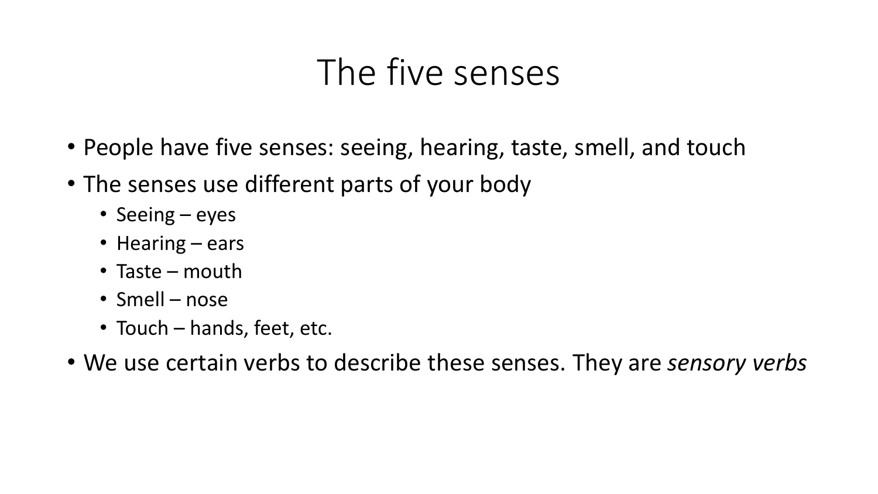# The five senses

- People have five senses: seeing, hearing, taste, smell, and touch
- The senses use different parts of your body
  - Seeing – eyes
  - Hearing – ears
  - Taste – mouth
  - Smell – nose
  - Touch – hands, feet, etc.
- We use certain verbs to describe these senses. They are *sensory verbs*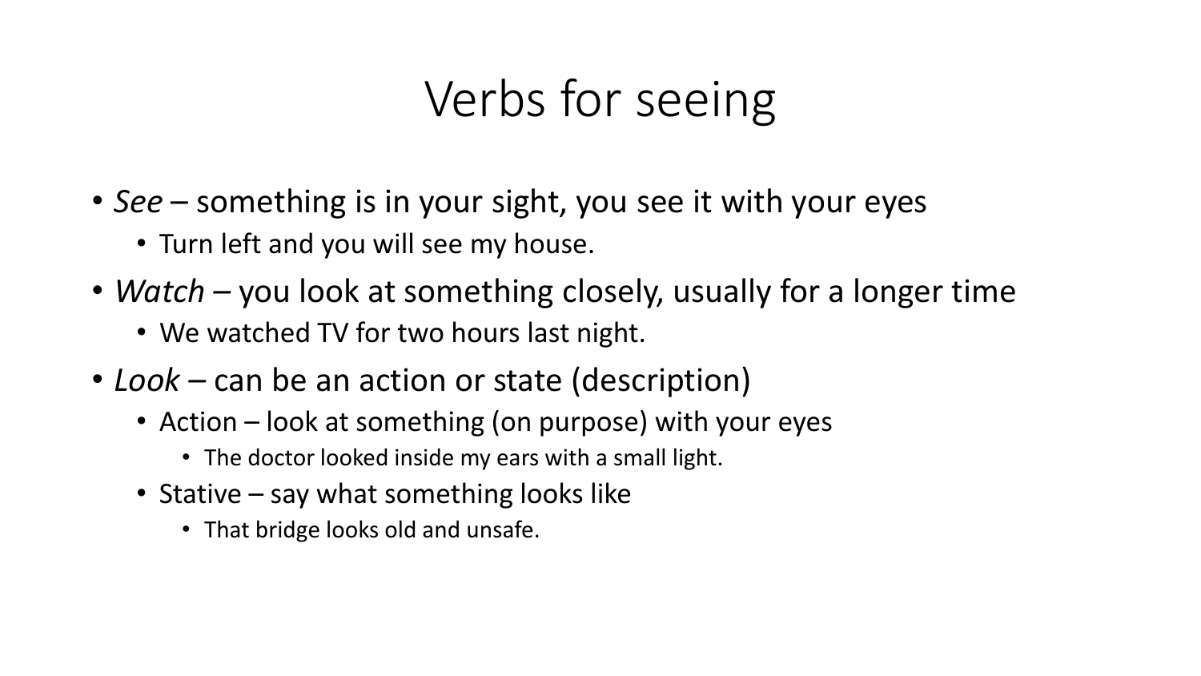# Verbs for seeing

- *See* – something is in your sight, you see it with your eyes
  - Turn left and you will see my house.
- *Watch* – you look at something closely, usually for a longer time
  - We watched TV for two hours last night.
- *Look* – can be an action or state (description)
  - Action – look at something (on purpose) with your eyes
    - The doctor looked inside my ears with a small light.
  - Stative – say what something looks like
    - That bridge looks old and unsafe.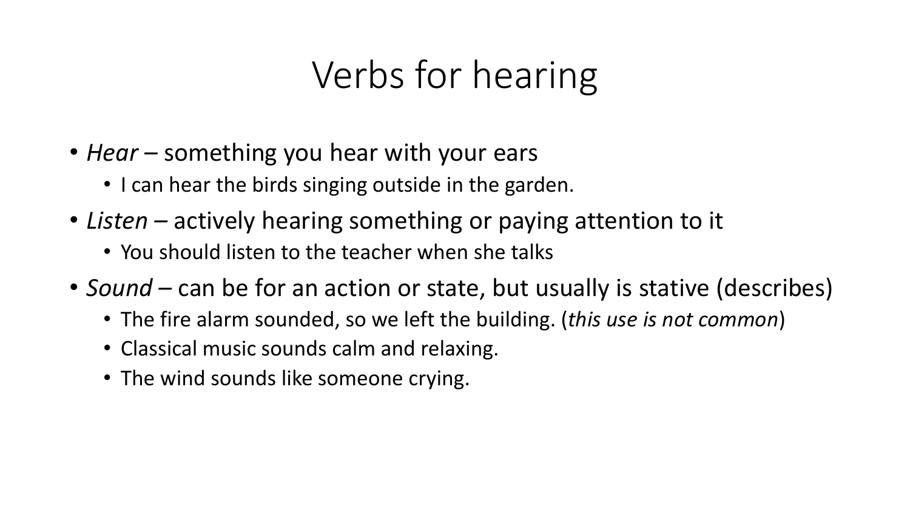# Verbs for hearing

- *Hear* – something you hear with your ears
  - I can hear the birds singing outside in the garden.
- *Listen* – actively hearing something or paying attention to it
  - You should listen to the teacher when she talks
- *Sound* – can be for an action or state, but usually is stative (describes)
  - The fire alarm sounded, so we left the building. (*this use is not common*)
  - Classical music sounds calm and relaxing.
  - The wind sounds like someone crying.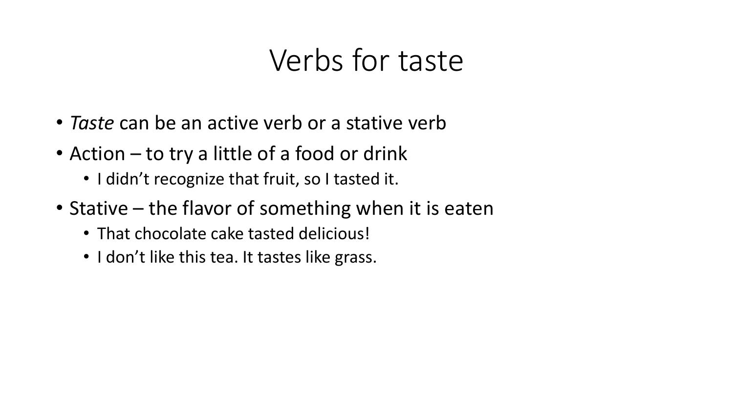# Verbs for taste

- *Taste* can be an active verb or a stative verb
- Action – to try a little of a food or drink
  - I didn't recognize that fruit, so I tasted it.
- Stative – the flavor of something when it is eaten
  - That chocolate cake tasted delicious!
  - I don't like this tea. It tastes like grass.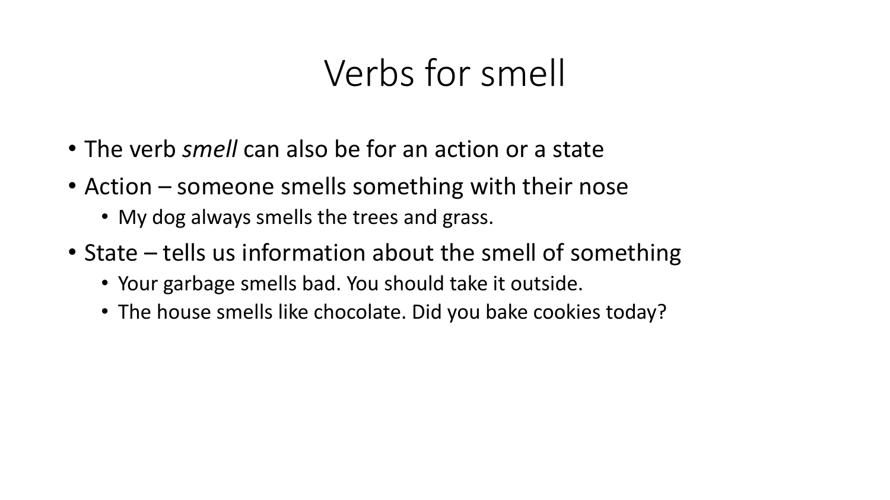# Verbs for smell

- The verb *smell* can also be for an action or a state
- Action – someone smells something with their nose
  - My dog always smells the trees and grass.
- State – tells us information about the smell of something
  - Your garbage smells bad. You should take it outside.
  - The house smells like chocolate. Did you bake cookies today?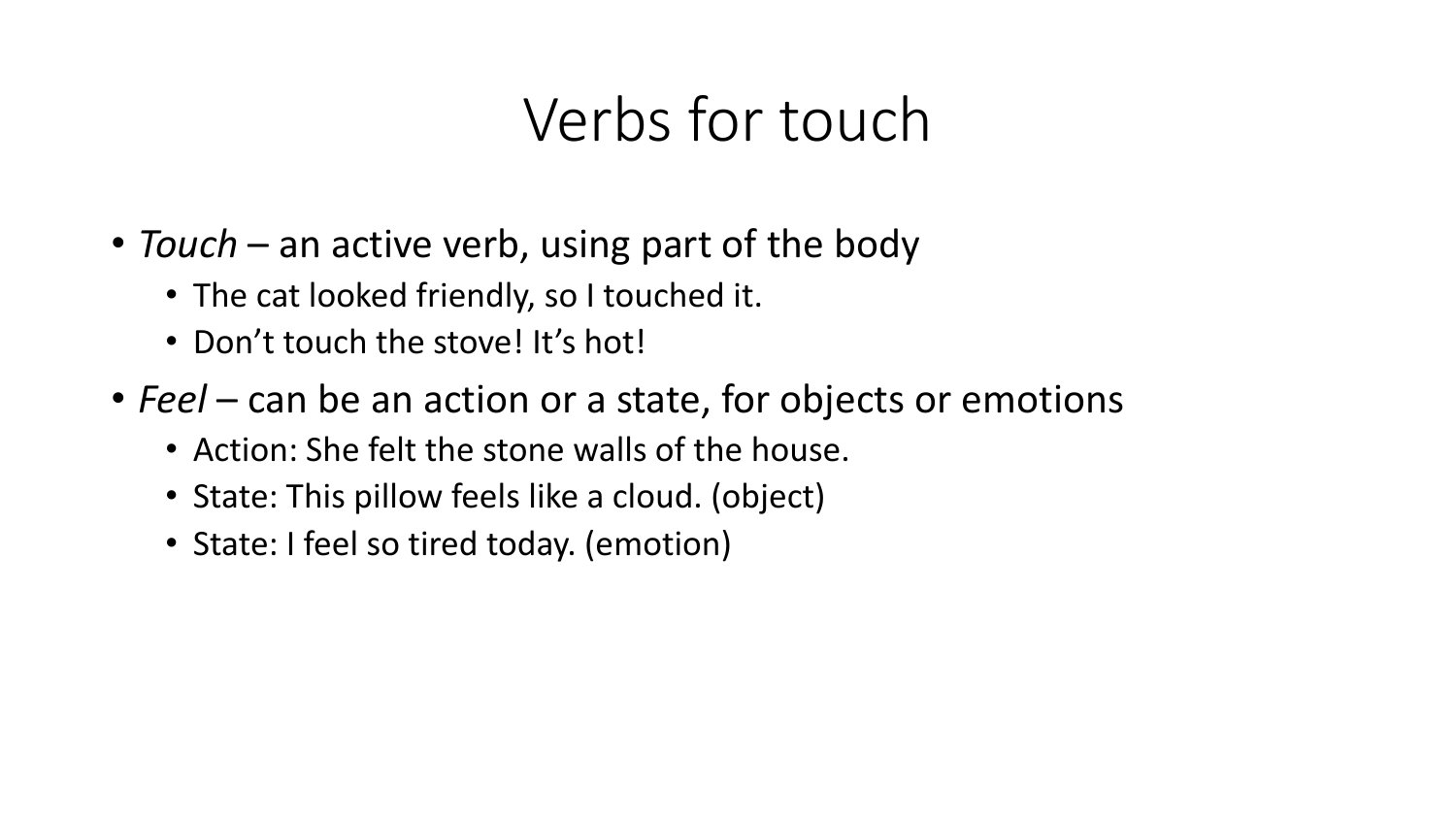# Verbs for touch

- *Touch* – an active verb, using part of the body
  - The cat looked friendly, so I touched it.
  - Don't touch the stove! It's hot!
- *Feel* – can be an action or a state, for objects or emotions
  - Action: She felt the stone walls of the house.
  - State: This pillow feels like a cloud. (object)
  - State: I feel so tired today. (emotion)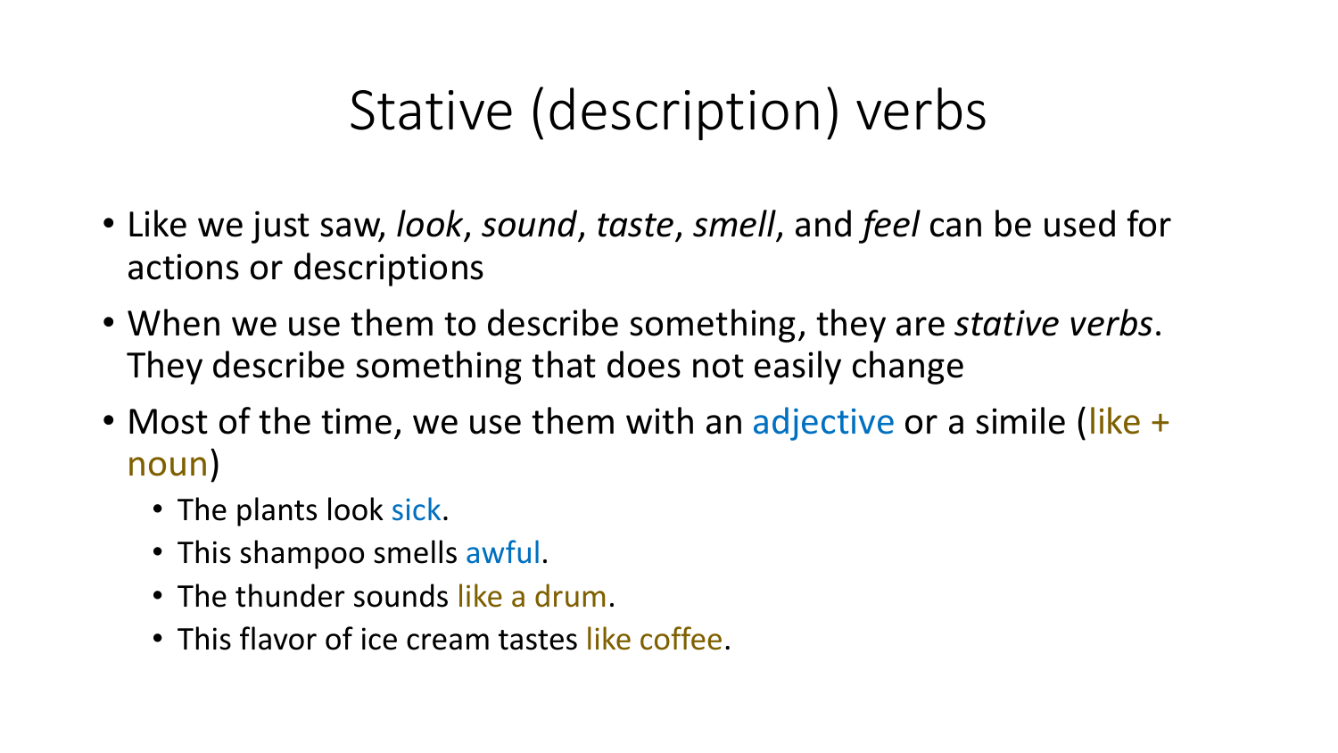# Stative (description) verbs

- Like we just saw, *look*, *sound*, *taste*, *smell*, and *feel* can be used for actions or descriptions
- When we use them to describe something, they are *stative verbs*. They describe something that does not easily change
- Most of the time, we use them with an adjective or a simile (like + noun)
  - The plants look sick.
  - This shampoo smells awful.
  - The thunder sounds like a drum.
  - This flavor of ice cream tastes like coffee.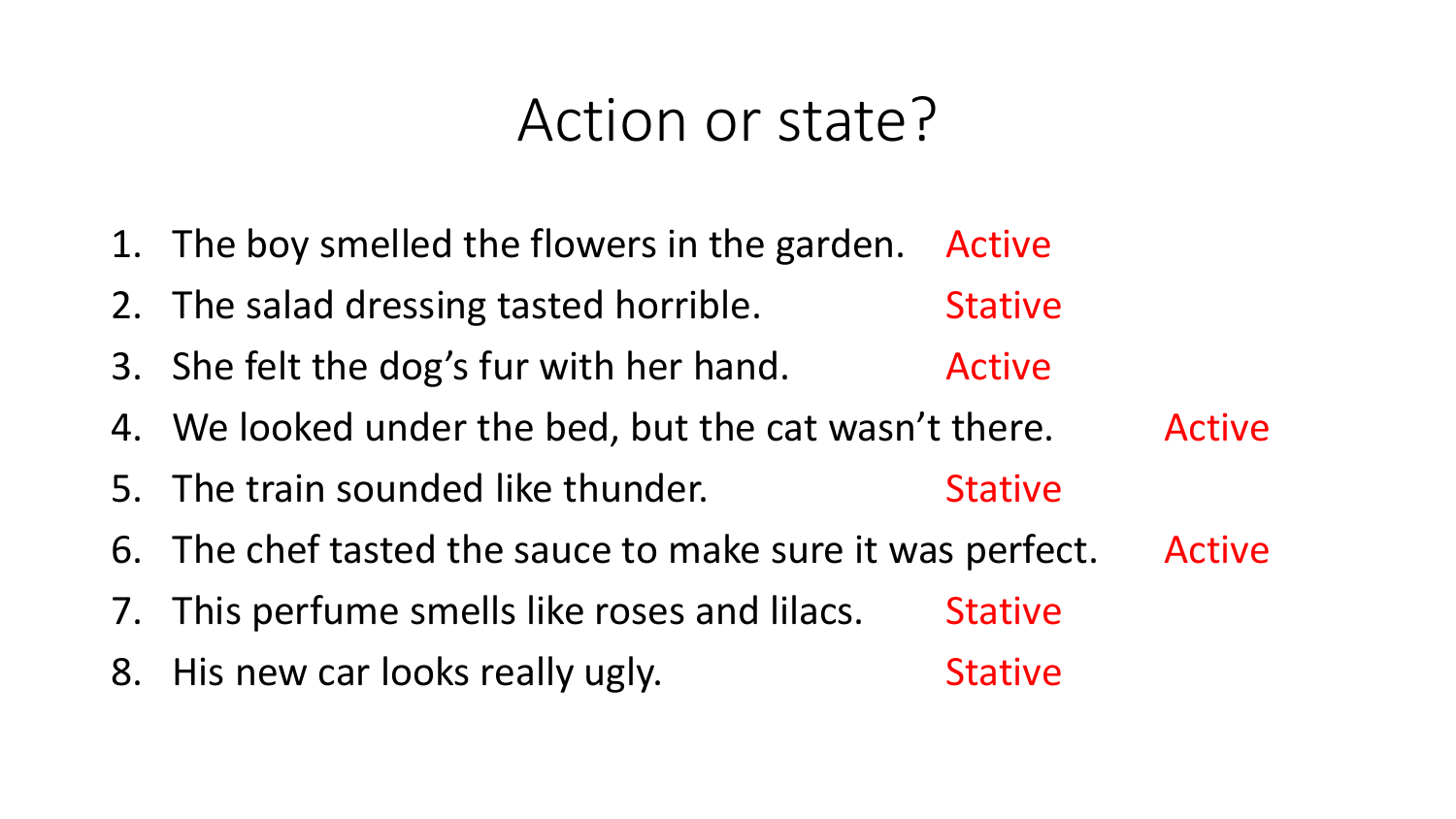# Action or state?

1. The boy smelled the flowers in the garden. Active
2. The salad dressing tasted horrible. Stative
3. She felt the dog's fur with her hand. Active
4. We looked under the bed, but the cat wasn't there. Active
5. The train sounded like thunder. Stative
6. The chef tasted the sauce to make sure it was perfect. Active
7. This perfume smells like roses and lilacs. Stative
8. His new car looks really ugly. Stative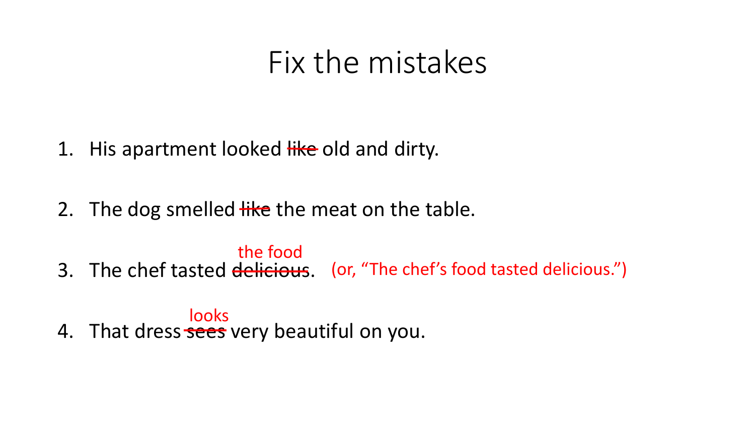# Fix the mistakes

1. His apartment looked ~~like~~ old and dirty.

2. The dog smelled ~~like~~ the meat on the table.

3. The chef tasted ~~delicious~~ the food. (or, “The chef’s food tasted delicious.”)

4. That dress ~~sees~~ looks very beautiful on you.